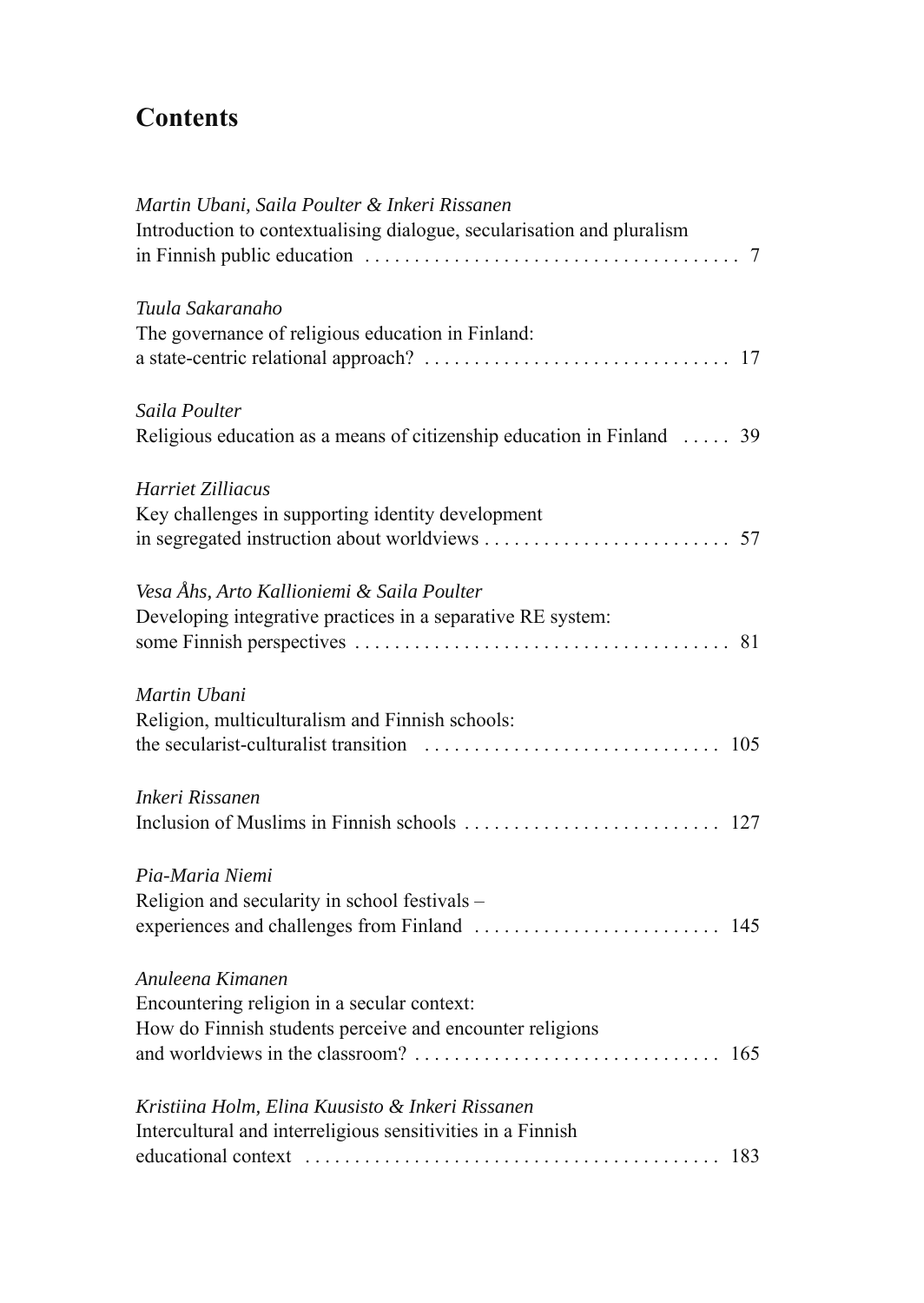# Contents

*Martin Ubani, Saila Poulter & Inkeri Rissanen*
Introduction to contextualising dialogue, secularisation and pluralism in Finnish public education . . . . . . . . . . . . . . . . . . . . . . . . . . . . . . . . . . . . . 7

*Tuula Sakaranaho*
The governance of religious education in Finland: a state-centric relational approach? . . . . . . . . . . . . . . . . . . . . . . . . . . . . . . 17

*Saila Poulter*
Religious education as a means of citizenship education in Finland . . . . . 39

*Harriet Zilliacus*
Key challenges in supporting identity development in segregated instruction about worldviews . . . . . . . . . . . . . . . . . . . . . . . . . 57

*Vesa Åhs, Arto Kallioniemi & Saila Poulter*
Developing integrative practices in a separative RE system: some Finnish perspectives . . . . . . . . . . . . . . . . . . . . . . . . . . . . . . . . . . . . . 81

*Martin Ubani*
Religion, multiculturalism and Finnish schools: the secularist-culturalist transition . . . . . . . . . . . . . . . . . . . . . . . . . . . . . . 105

*Inkeri Rissanen*
Inclusion of Muslims in Finnish schools . . . . . . . . . . . . . . . . . . . . . . . . . . 127

*Pia-Maria Niemi*
Religion and secularity in school festivals – experiences and challenges from Finland . . . . . . . . . . . . . . . . . . . . . . . . . 145

*Anuleena Kimanen*
Encountering religion in a secular context: How do Finnish students perceive and encounter religions and worldviews in the classroom? . . . . . . . . . . . . . . . . . . . . . . . . . . . . . . . 165

*Kristiina Holm, Elina Kuusisto & Inkeri Rissanen*
Intercultural and interreligious sensitivities in a Finnish educational context . . . . . . . . . . . . . . . . . . . . . . . . . . . . . . . . . . . . . . . . . . 183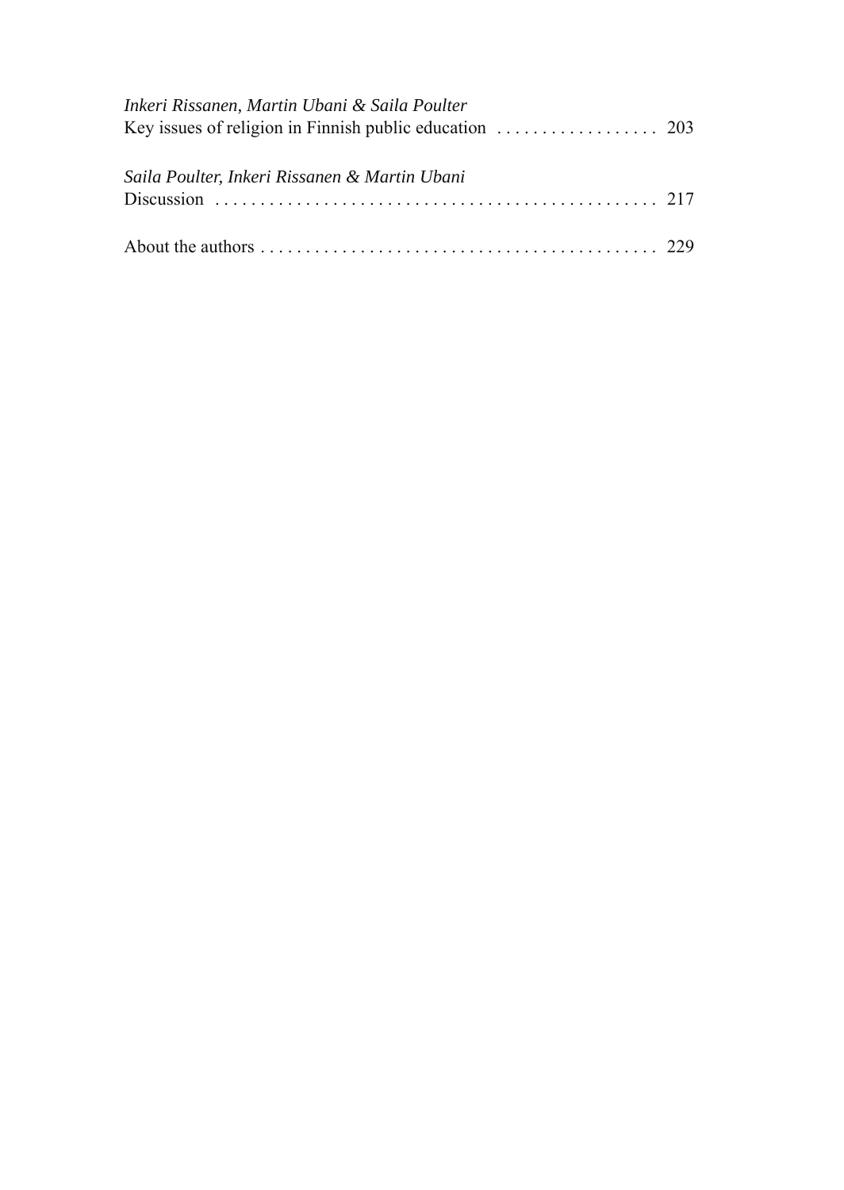*Inkeri Rissanen, Martin Ubani & Saila Poulter*
Key issues of religion in Finnish public education .................. 203

*Saila Poulter, Inkeri Rissanen & Martin Ubani*
Discussion .................................................. 217

About the authors ............................................ 229